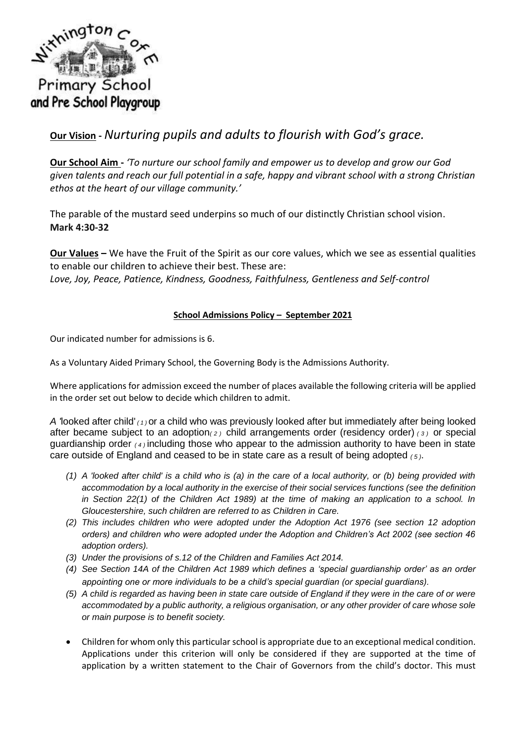Withington C of E Primary School and Pre School Playgroup

## **Our Vision** - *Nurturing pupils and adults to flourish with God's grace.*

**Our School Aim -** *'To nurture our school family and empower us to develop and grow our God given talents and reach our full potential in a safe, happy and vibrant school with a strong Christian ethos at the heart of our village community.'*

The parable of the mustard seed underpins so much of our distinctly Christian school vision.
**Mark 4:30-32**

**Our Values –** We have the Fruit of the Spirit as our core values, which we see as essential qualities to enable our children to achieve their best. These are:
*Love, Joy, Peace, Patience, Kindness, Goodness, Faithfulness, Gentleness and Self-control*

### **School Admissions Policy – September 2021**

Our indicated number for admissions is 6.

As a Voluntary Aided Primary School, the Governing Body is the Admissions Authority.

Where applications for admission exceed the number of places available the following criteria will be applied in the order set out below to decide which children to admit.

*A* 'looked after child'*(1)* or a child who was previously looked after but immediately after being looked after became subject to an adoption*(2)* child arrangements order (residency order) *(3)* or special guardianship order *(4)* including those who appear to the admission authority to have been in state care outside of England and ceased to be in state care as a result of being adopted *(5)*.

*(1) A 'looked after child' is a child who is (a) in the care of a local authority, or (b) being provided with accommodation by a local authority in the exercise of their social services functions (see the definition in Section 22(1) of the Children Act 1989) at the time of making an application to a school. In Gloucestershire, such children are referred to as Children in Care.*

*(2) This includes children who were adopted under the Adoption Act 1976 (see section 12 adoption orders) and children who were adopted under the Adoption and Children's Act 2002 (see section 46 adoption orders).*

*(3) Under the provisions of s.12 of the Children and Families Act 2014.*

*(4) See Section 14A of the Children Act 1989 which defines a 'special guardianship order' as an order appointing one or more individuals to be a child's special guardian (or special guardians).*

*(5) A child is regarded as having been in state care outside of England if they were in the care of or were accommodated by a public authority, a religious organisation, or any other provider of care whose sole or main purpose is to benefit society.*

- Children for whom only this particular school is appropriate due to an exceptional medical condition. Applications under this criterion will only be considered if they are supported at the time of application by a written statement to the Chair of Governors from the child's doctor. This must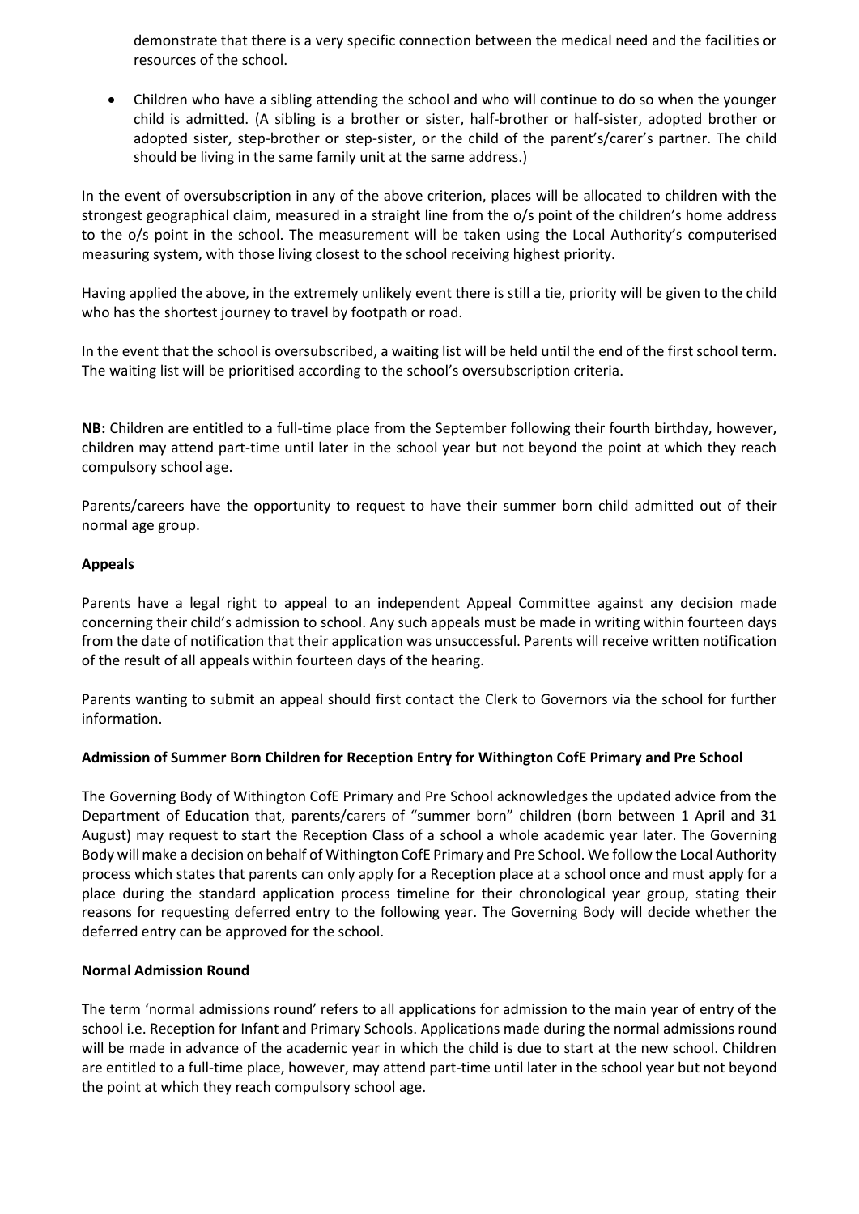demonstrate that there is a very specific connection between the medical need and the facilities or resources of the school.

- Children who have a sibling attending the school and who will continue to do so when the younger child is admitted. (A sibling is a brother or sister, half-brother or half-sister, adopted brother or adopted sister, step-brother or step-sister, or the child of the parent's/carer's partner. The child should be living in the same family unit at the same address.)

In the event of oversubscription in any of the above criterion, places will be allocated to children with the strongest geographical claim, measured in a straight line from the o/s point of the children's home address to the o/s point in the school. The measurement will be taken using the Local Authority's computerised measuring system, with those living closest to the school receiving highest priority.

Having applied the above, in the extremely unlikely event there is still a tie, priority will be given to the child who has the shortest journey to travel by footpath or road.

In the event that the school is oversubscribed, a waiting list will be held until the end of the first school term. The waiting list will be prioritised according to the school's oversubscription criteria.

**NB:** Children are entitled to a full-time place from the September following their fourth birthday, however, children may attend part-time until later in the school year but not beyond the point at which they reach compulsory school age.

Parents/careers have the opportunity to request to have their summer born child admitted out of their normal age group.

**Appeals**

Parents have a legal right to appeal to an independent Appeal Committee against any decision made concerning their child's admission to school. Any such appeals must be made in writing within fourteen days from the date of notification that their application was unsuccessful. Parents will receive written notification of the result of all appeals within fourteen days of the hearing.

Parents wanting to submit an appeal should first contact the Clerk to Governors via the school for further information.

**Admission of Summer Born Children for Reception Entry for Withington CofE Primary and Pre School**

The Governing Body of Withington CofE Primary and Pre School acknowledges the updated advice from the Department of Education that, parents/carers of "summer born" children (born between 1 April and 31 August) may request to start the Reception Class of a school a whole academic year later. The Governing Body will make a decision on behalf of Withington CofE Primary and Pre School. We follow the Local Authority process which states that parents can only apply for a Reception place at a school once and must apply for a place during the standard application process timeline for their chronological year group, stating their reasons for requesting deferred entry to the following year. The Governing Body will decide whether the deferred entry can be approved for the school.

**Normal Admission Round**

The term 'normal admissions round' refers to all applications for admission to the main year of entry of the school i.e. Reception for Infant and Primary Schools. Applications made during the normal admissions round will be made in advance of the academic year in which the child is due to start at the new school. Children are entitled to a full-time place, however, may attend part-time until later in the school year but not beyond the point at which they reach compulsory school age.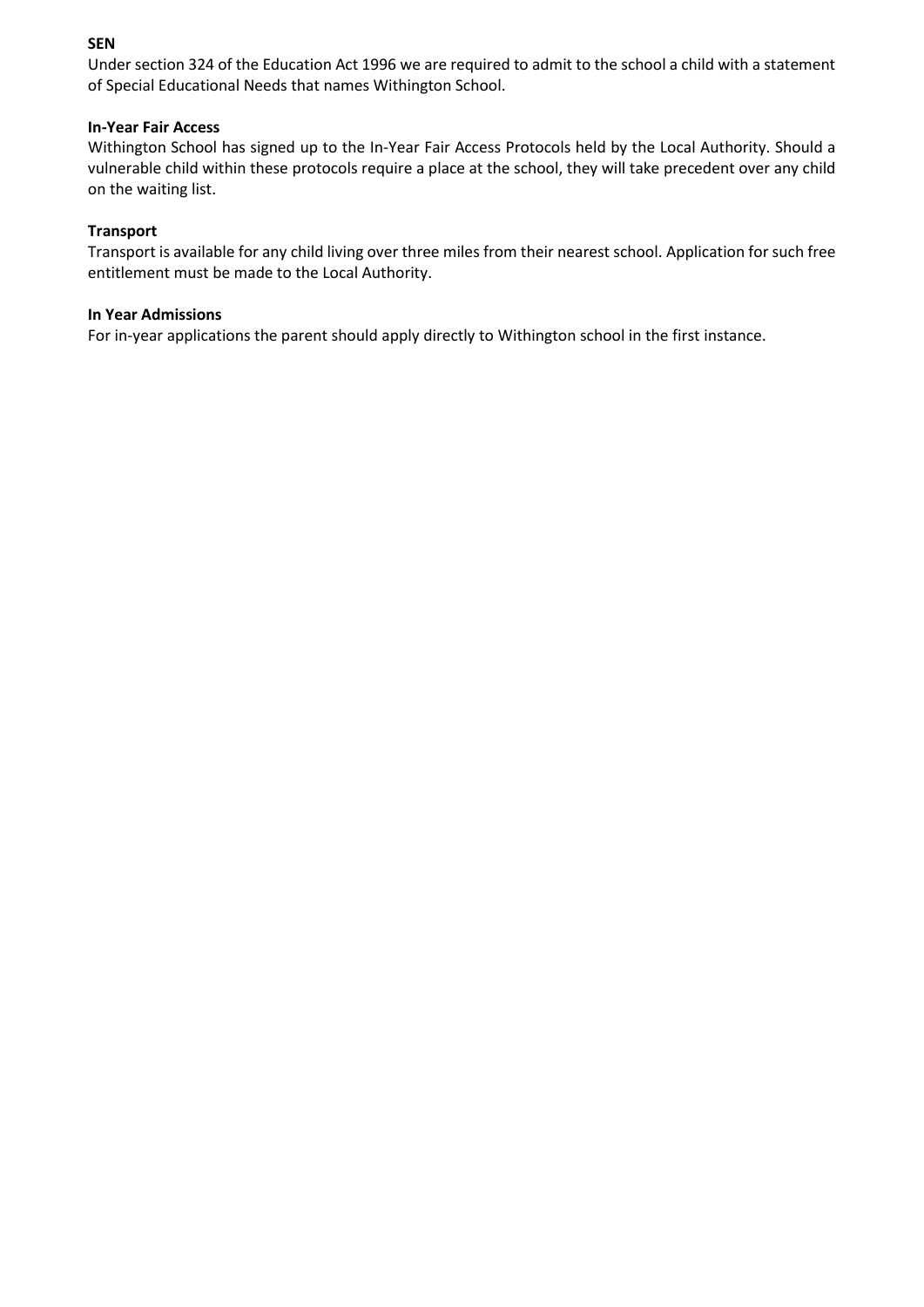**SEN**

Under section 324 of the Education Act 1996 we are required to admit to the school a child with a statement of Special Educational Needs that names Withington School.

**In-Year Fair Access**

Withington School has signed up to the In-Year Fair Access Protocols held by the Local Authority. Should a vulnerable child within these protocols require a place at the school, they will take precedent over any child on the waiting list.

**Transport**

Transport is available for any child living over three miles from their nearest school. Application for such free entitlement must be made to the Local Authority.

**In Year Admissions**

For in-year applications the parent should apply directly to Withington school in the first instance.